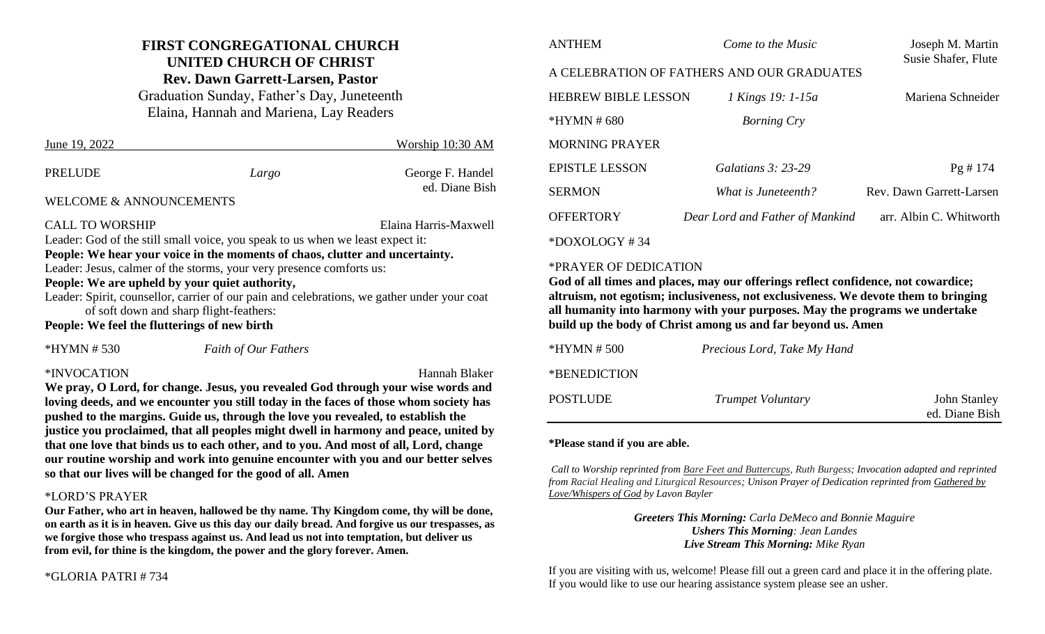# FIRST CONGREGATIONAL CHURCH
## UNITED CHURCH OF CHRIST
### Rev. Dawn Garrett-Larsen, Pastor

Graduation Sunday, Father's Day, Juneteenth
Elaina, Hannah and Mariena, Lay Readers

June 19, 2022 — Worship 10:30 AM

PRELUDE — *Largo* — George F. Handel, ed. Diane Bish

WELCOME & ANNOUNCEMENTS

CALL TO WORSHIP — Elaina Harris-Maxwell

Leader: God of the still small voice, you speak to us when we least expect it:
**People: We hear your voice in the moments of chaos, clutter and uncertainty.**
Leader: Jesus, calmer of the storms, your very presence comforts us:
**People: We are upheld by your quiet authority,**
Leader: Spirit, counsellor, carrier of our pain and celebrations, we gather under your coat of soft down and sharp flight-feathers:
**People: We feel the flutterings of new birth**

*HYMN # 530 — *Faith of Our Fathers*

*INVOCATION — Hannah Blaker

**We pray, O Lord, for change. Jesus, you revealed God through your wise words and loving deeds, and we encounter you still today in the faces of those whom society has pushed to the margins. Guide us, through the love you revealed, to establish the justice you proclaimed, that all peoples might dwell in harmony and peace, united by that one love that binds us to each other, and to you. And most of all, Lord, change our routine worship and work into genuine encounter with you and our better selves so that our lives will be changed for the good of all. Amen**

*LORD'S PRAYER

**Our Father, who art in heaven, hallowed be thy name. Thy Kingdom come, thy will be done, on earth as it is in heaven. Give us this day our daily bread. And forgive us our trespasses, as we forgive those who trespass against us. And lead us not into temptation, but deliver us from evil, for thine is the kingdom, the power and the glory forever. Amen.**

*GLORIA PATRI # 734

ANTHEM — *Come to the Music* — Joseph M. Martin, Susie Shafer, Flute

A CELEBRATION OF FATHERS AND OUR GRADUATES

HEBREW BIBLE LESSON — *1 Kings 19: 1-15a* — Mariena Schneider

*HYMN # 680 — *Borning Cry*

MORNING PRAYER

EPISTLE LESSON — *Galatians 3: 23-29* — Pg # 174

SERMON — *What is Juneteenth?* — Rev. Dawn Garrett-Larsen

OFFERTORY — *Dear Lord and Father of Mankind* — arr. Albin C. Whitworth

*DOXOLOGY # 34

*PRAYER OF DEDICATION

**God of all times and places, may our offerings reflect confidence, not cowardice; altruism, not egotism; inclusiveness, not exclusiveness. We devote them to bringing all humanity into harmony with your purposes. May the programs we undertake build up the body of Christ among us and far beyond us. Amen**

*HYMN # 500 — *Precious Lord, Take My Hand*

*BENEDICTION

POSTLUDE — *Trumpet Voluntary* — John Stanley, ed. Diane Bish

**\*Please stand if you are able.**

*Call to Worship reprinted from Bare Feet and Buttercups, Ruth Burgess; Invocation adapted and reprinted from Racial Healing and Liturgical Resources; Unison Prayer of Dedication reprinted from Gathered by Love/Whispers of God by Lavon Bayler*

***Greeters This Morning:*** *Carla DeMeco and Bonnie Maguire*
***Ushers This Morning:*** *Jean Landes*
***Live Stream This Morning:*** *Mike Ryan*

If you are visiting with us, welcome! Please fill out a green card and place it in the offering plate. If you would like to use our hearing assistance system please see an usher.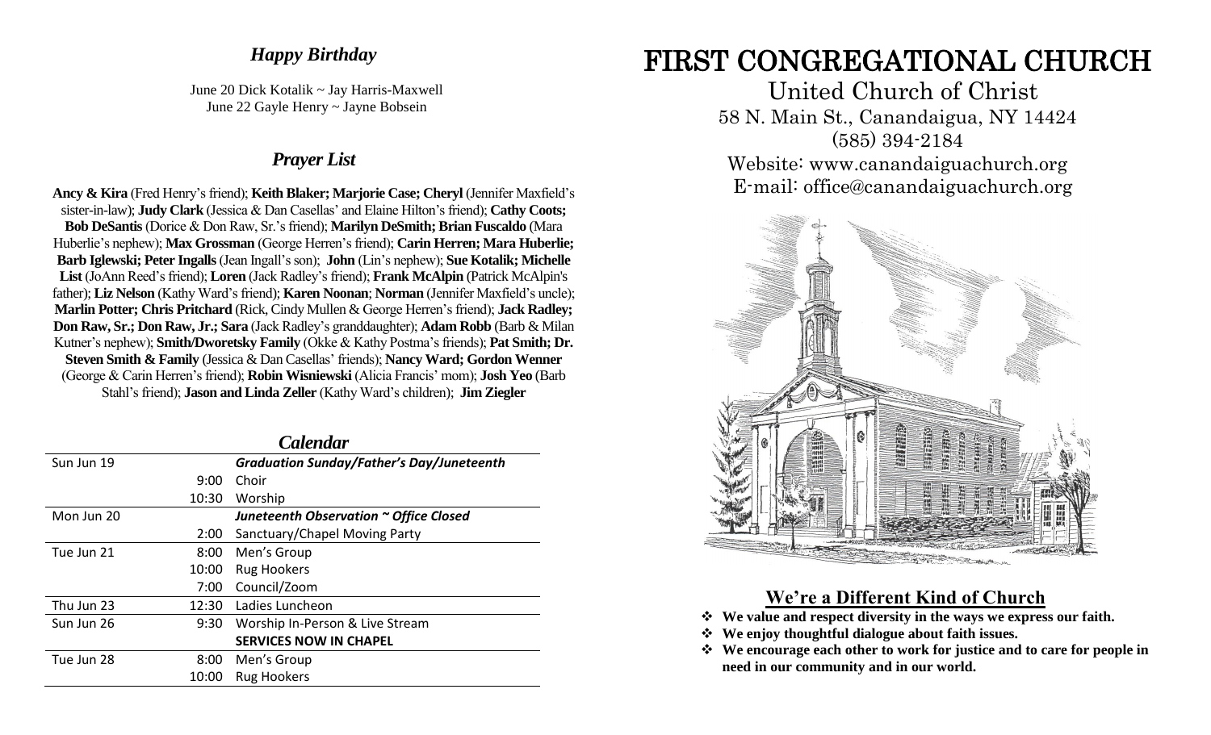## *Happy Birthday*

June 20 Dick Kotalik ~ Jay Harris-Maxwell
June 22 Gayle Henry ~ Jayne Bobsein

## *Prayer List*

**Ancy & Kira** (Fred Henry's friend); **Keith Blaker; Marjorie Case; Cheryl** (Jennifer Maxfield's sister-in-law); **Judy Clark** (Jessica & Dan Casellas' and Elaine Hilton's friend); **Cathy Coots; Bob DeSantis** (Dorice & Don Raw, Sr.'s friend); **Marilyn DeSmith; Brian Fuscaldo** (Mara Huberlie's nephew); **Max Grossman** (George Herren's friend); **Carin Herren; Mara Huberlie; Barb Iglewski; Peter Ingalls** (Jean Ingall's son); **John** (Lin's nephew); **Sue Kotalik; Michelle List** (JoAnn Reed's friend); **Loren** (Jack Radley's friend); **Frank McAlpin** (Patrick McAlpin's father); **Liz Nelson** (Kathy Ward's friend); **Karen Noonan**; **Norman** (Jennifer Maxfield's uncle); **Marlin Potter; Chris Pritchard** (Rick, Cindy Mullen & George Herren's friend); **Jack Radley; Don Raw, Sr.; Don Raw, Jr.; Sara** (Jack Radley's granddaughter); **Adam Robb** (Barb & Milan Kutner's nephew); **Smith/Dworetsky Family** (Okke & Kathy Postma's friends); **Pat Smith; Dr. Steven Smith & Family** (Jessica & Dan Casellas' friends); **Nancy Ward; Gordon Wenner** (George & Carin Herren's friend); **Robin Wisniewski** (Alicia Francis' mom); **Josh Yeo** (Barb Stahl's friend); **Jason and Linda Zeller** (Kathy Ward's children); **Jim Ziegler**

## *Calendar*

| | | |
|---|---|---|
| Sun Jun 19 | | ***Graduation Sunday/Father's Day/Juneteenth*** |
| | 9:00 | Choir |
| | 10:30 | Worship |
| Mon Jun 20 | | ***Juneteenth Observation ~ Office Closed*** |
| | 2:00 | Sanctuary/Chapel Moving Party |
| Tue Jun 21 | 8:00 | Men's Group |
| | 10:00 | Rug Hookers |
| | 7:00 | Council/Zoom |
| Thu Jun 23 | 12:30 | Ladies Luncheon |
| Sun Jun 26 | 9:30 | Worship In-Person & Live Stream |
| | | **SERVICES NOW IN CHAPEL** |
| Tue Jun 28 | 8:00 | Men's Group |
| | 10:00 | Rug Hookers |

# FIRST CONGREGATIONAL CHURCH

United Church of Christ
58 N. Main St., Canandaigua, NY 14424
(585) 394-2184
Website: www.canandaiguachurch.org
E-mail: office@canandaiguachurch.org

## We're a Different Kind of Church

- **We value and respect diversity in the ways we express our faith.**
- **We enjoy thoughtful dialogue about faith issues.**
- **We encourage each other to work for justice and to care for people in need in our community and in our world.**